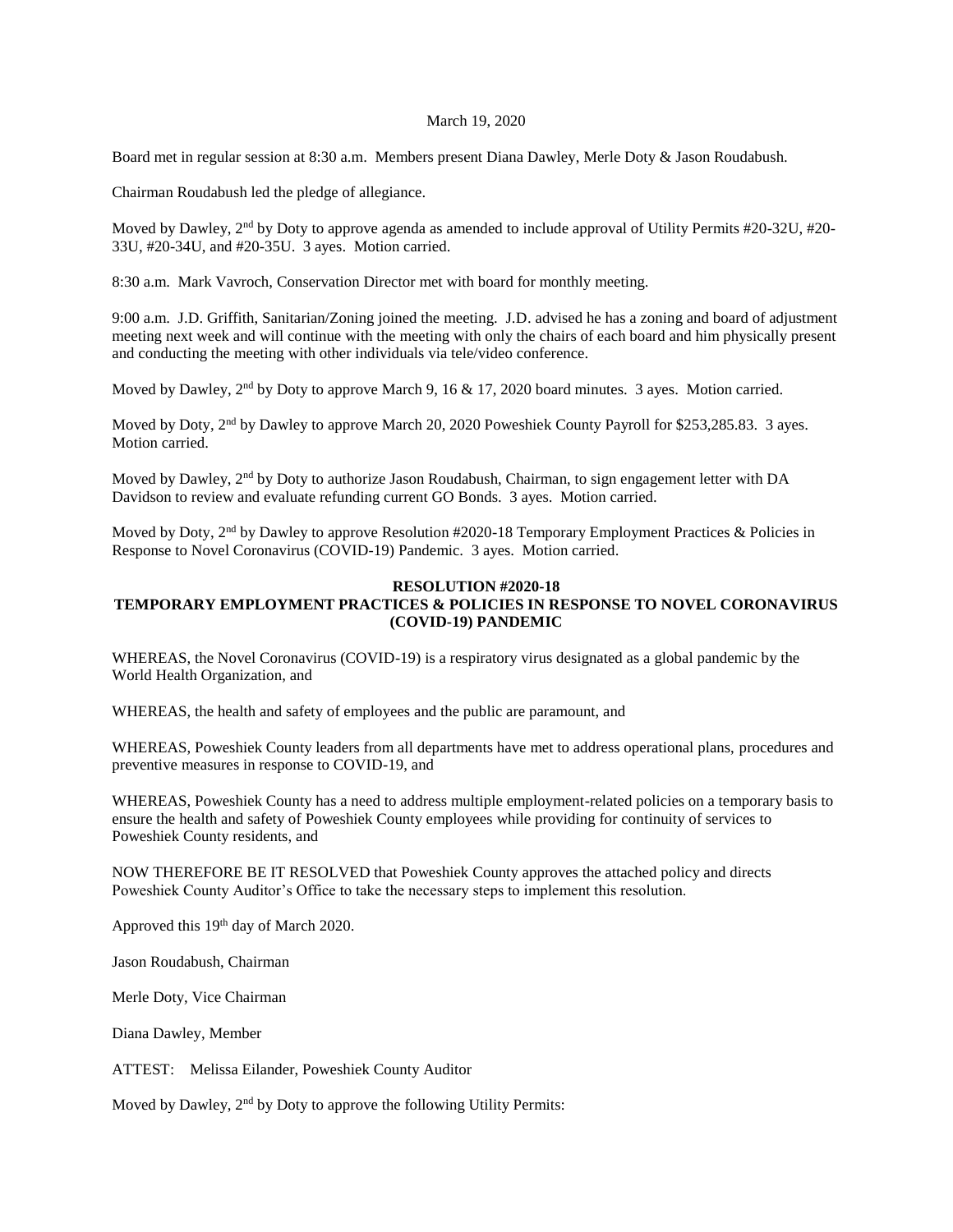March 19, 2020

Board met in regular session at 8:30 a.m. Members present Diana Dawley, Merle Doty & Jason Roudabush.

Chairman Roudabush led the pledge of allegiance.

Moved by Dawley, 2nd by Doty to approve agenda as amended to include approval of Utility Permits #20-32U, #20-33U, #20-34U, and #20-35U. 3 ayes. Motion carried.

8:30 a.m. Mark Vavroch, Conservation Director met with board for monthly meeting.

9:00 a.m. J.D. Griffith, Sanitarian/Zoning joined the meeting. J.D. advised he has a zoning and board of adjustment meeting next week and will continue with the meeting with only the chairs of each board and him physically present and conducting the meeting with other individuals via tele/video conference.

Moved by Dawley, 2nd by Doty to approve March 9, 16 & 17, 2020 board minutes. 3 ayes. Motion carried.

Moved by Doty, 2nd by Dawley to approve March 20, 2020 Poweshiek County Payroll for $253,285.83. 3 ayes. Motion carried.

Moved by Dawley, 2nd by Doty to authorize Jason Roudabush, Chairman, to sign engagement letter with DA Davidson to review and evaluate refunding current GO Bonds. 3 ayes. Motion carried.

Moved by Doty, 2nd by Dawley to approve Resolution #2020-18 Temporary Employment Practices & Policies in Response to Novel Coronavirus (COVID-19) Pandemic. 3 ayes. Motion carried.

**RESOLUTION #2020-18**
**TEMPORARY EMPLOYMENT PRACTICES & POLICIES IN RESPONSE TO NOVEL CORONAVIRUS (COVID-19) PANDEMIC**

WHEREAS, the Novel Coronavirus (COVID-19) is a respiratory virus designated as a global pandemic by the World Health Organization, and

WHEREAS, the health and safety of employees and the public are paramount, and

WHEREAS, Poweshiek County leaders from all departments have met to address operational plans, procedures and preventive measures in response to COVID-19, and

WHEREAS, Poweshiek County has a need to address multiple employment-related policies on a temporary basis to ensure the health and safety of Poweshiek County employees while providing for continuity of services to Poweshiek County residents, and

NOW THEREFORE BE IT RESOLVED that Poweshiek County approves the attached policy and directs Poweshiek County Auditor's Office to take the necessary steps to implement this resolution.

Approved this 19th day of March 2020.

Jason Roudabush, Chairman

Merle Doty, Vice Chairman

Diana Dawley, Member

ATTEST: Melissa Eilander, Poweshiek County Auditor

Moved by Dawley, 2nd by Doty to approve the following Utility Permits: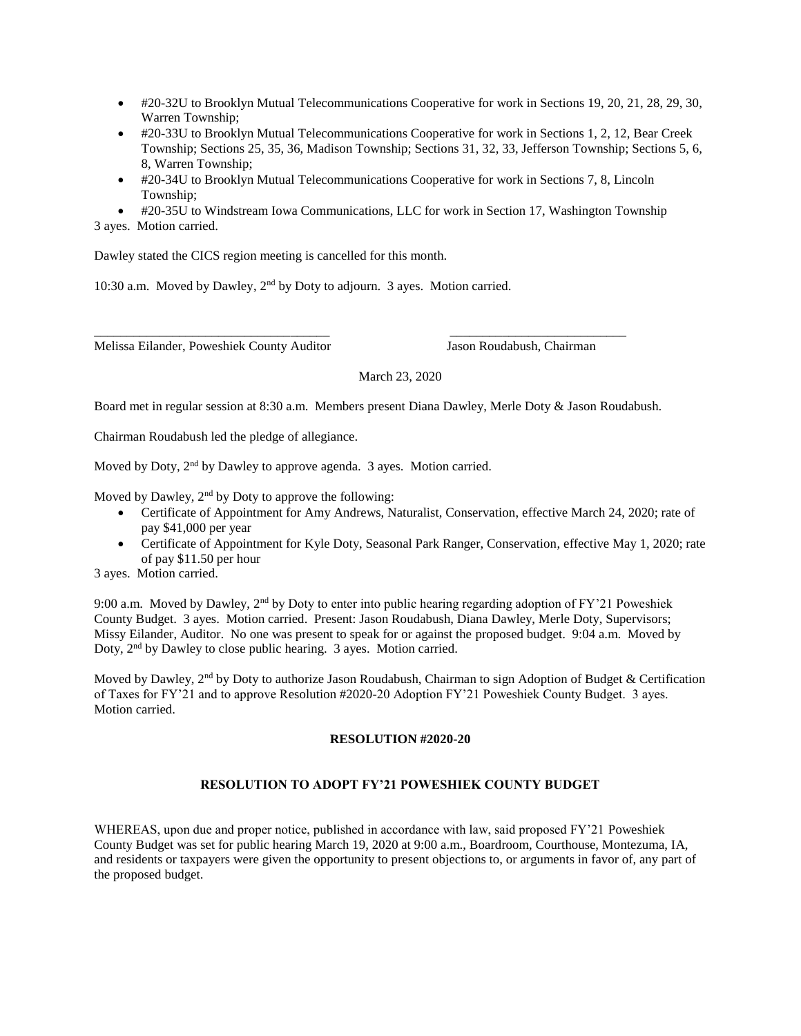- #20-32U to Brooklyn Mutual Telecommunications Cooperative for work in Sections 19, 20, 21, 28, 29, 30, Warren Township;
- #20-33U to Brooklyn Mutual Telecommunications Cooperative for work in Sections 1, 2, 12, Bear Creek Township; Sections 25, 35, 36, Madison Township; Sections 31, 32, 33, Jefferson Township; Sections 5, 6, 8, Warren Township;
- #20-34U to Brooklyn Mutual Telecommunications Cooperative for work in Sections 7, 8, Lincoln Township;
- #20-35U to Windstream Iowa Communications, LLC for work in Section 17, Washington Township

3 ayes. Motion carried.

Dawley stated the CICS region meeting is cancelled for this month.

10:30 a.m. Moved by Dawley, 2nd by Doty to adjourn. 3 ayes. Motion carried.

\_\_\_\_\_\_\_\_\_\_\_\_\_\_\_\_\_\_\_\_\_\_\_\_\_\_\_\_\_\_\_\_\_\_\_ \_\_\_\_\_\_\_\_\_\_\_\_\_\_\_\_\_\_\_\_\_\_\_\_\_\_\_

Melissa Eilander, Poweshiek County Auditor Jason Roudabush, Chairman

March 23, 2020

Board met in regular session at 8:30 a.m. Members present Diana Dawley, Merle Doty & Jason Roudabush.

Chairman Roudabush led the pledge of allegiance.

Moved by Doty, 2nd by Dawley to approve agenda. 3 ayes. Motion carried.

Moved by Dawley, 2nd by Doty to approve the following:

- Certificate of Appointment for Amy Andrews, Naturalist, Conservation, effective March 24, 2020; rate of pay $41,000 per year
- Certificate of Appointment for Kyle Doty, Seasonal Park Ranger, Conservation, effective May 1, 2020; rate of pay $11.50 per hour

3 ayes. Motion carried.

9:00 a.m. Moved by Dawley, 2nd by Doty to enter into public hearing regarding adoption of FY'21 Poweshiek County Budget. 3 ayes. Motion carried. Present: Jason Roudabush, Diana Dawley, Merle Doty, Supervisors; Missy Eilander, Auditor. No one was present to speak for or against the proposed budget. 9:04 a.m. Moved by Doty, 2nd by Dawley to close public hearing. 3 ayes. Motion carried.

Moved by Dawley, 2nd by Doty to authorize Jason Roudabush, Chairman to sign Adoption of Budget & Certification of Taxes for FY'21 and to approve Resolution #2020-20 Adoption FY'21 Poweshiek County Budget. 3 ayes. Motion carried.

**RESOLUTION #2020-20**

**RESOLUTION TO ADOPT FY'21 POWESHIEK COUNTY BUDGET**

WHEREAS, upon due and proper notice, published in accordance with law, said proposed FY'21 Poweshiek County Budget was set for public hearing March 19, 2020 at 9:00 a.m., Boardroom, Courthouse, Montezuma, IA, and residents or taxpayers were given the opportunity to present objections to, or arguments in favor of, any part of the proposed budget.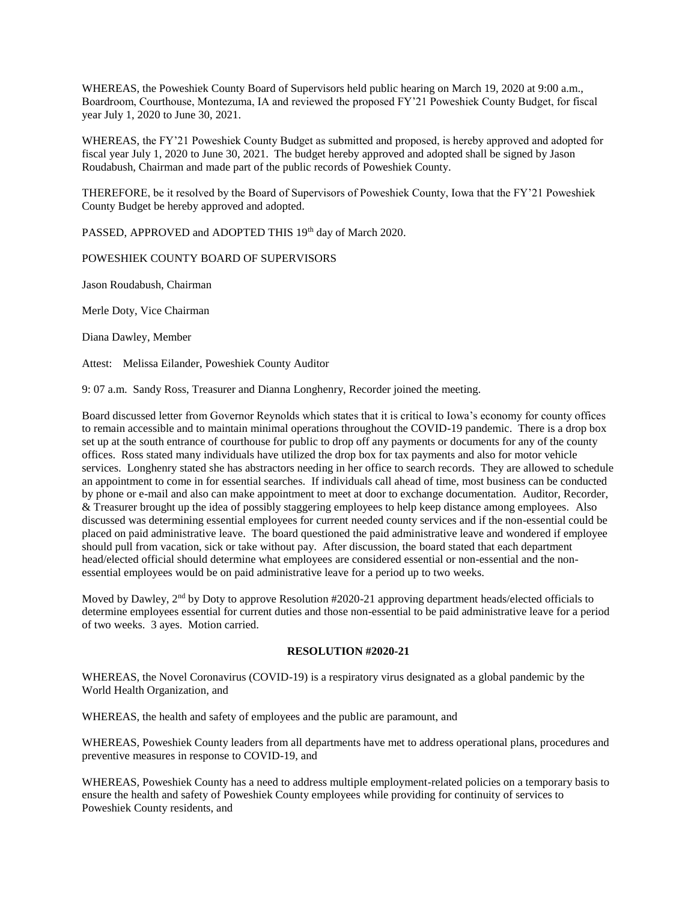WHEREAS, the Poweshiek County Board of Supervisors held public hearing on March 19, 2020 at 9:00 a.m., Boardroom, Courthouse, Montezuma, IA and reviewed the proposed FY'21 Poweshiek County Budget, for fiscal year July 1, 2020 to June 30, 2021.

WHEREAS, the FY'21 Poweshiek County Budget as submitted and proposed, is hereby approved and adopted for fiscal year July 1, 2020 to June 30, 2021. The budget hereby approved and adopted shall be signed by Jason Roudabush, Chairman and made part of the public records of Poweshiek County.

THEREFORE, be it resolved by the Board of Supervisors of Poweshiek County, Iowa that the FY'21 Poweshiek County Budget be hereby approved and adopted.

PASSED, APPROVED and ADOPTED THIS 19th day of March 2020.

POWESHIEK COUNTY BOARD OF SUPERVISORS

Jason Roudabush, Chairman

Merle Doty, Vice Chairman

Diana Dawley, Member

Attest: Melissa Eilander, Poweshiek County Auditor

9: 07 a.m. Sandy Ross, Treasurer and Dianna Longhenry, Recorder joined the meeting.

Board discussed letter from Governor Reynolds which states that it is critical to Iowa's economy for county offices to remain accessible and to maintain minimal operations throughout the COVID-19 pandemic. There is a drop box set up at the south entrance of courthouse for public to drop off any payments or documents for any of the county offices. Ross stated many individuals have utilized the drop box for tax payments and also for motor vehicle services. Longhenry stated she has abstractors needing in her office to search records. They are allowed to schedule an appointment to come in for essential searches. If individuals call ahead of time, most business can be conducted by phone or e-mail and also can make appointment to meet at door to exchange documentation. Auditor, Recorder, & Treasurer brought up the idea of possibly staggering employees to help keep distance among employees. Also discussed was determining essential employees for current needed county services and if the non-essential could be placed on paid administrative leave. The board questioned the paid administrative leave and wondered if employee should pull from vacation, sick or take without pay. After discussion, the board stated that each department head/elected official should determine what employees are considered essential or non-essential and the non-essential employees would be on paid administrative leave for a period up to two weeks.

Moved by Dawley, 2nd by Doty to approve Resolution #2020-21 approving department heads/elected officials to determine employees essential for current duties and those non-essential to be paid administrative leave for a period of two weeks. 3 ayes. Motion carried.

**RESOLUTION #2020-21**

WHEREAS, the Novel Coronavirus (COVID-19) is a respiratory virus designated as a global pandemic by the World Health Organization, and

WHEREAS, the health and safety of employees and the public are paramount, and

WHEREAS, Poweshiek County leaders from all departments have met to address operational plans, procedures and preventive measures in response to COVID-19, and

WHEREAS, Poweshiek County has a need to address multiple employment-related policies on a temporary basis to ensure the health and safety of Poweshiek County employees while providing for continuity of services to Poweshiek County residents, and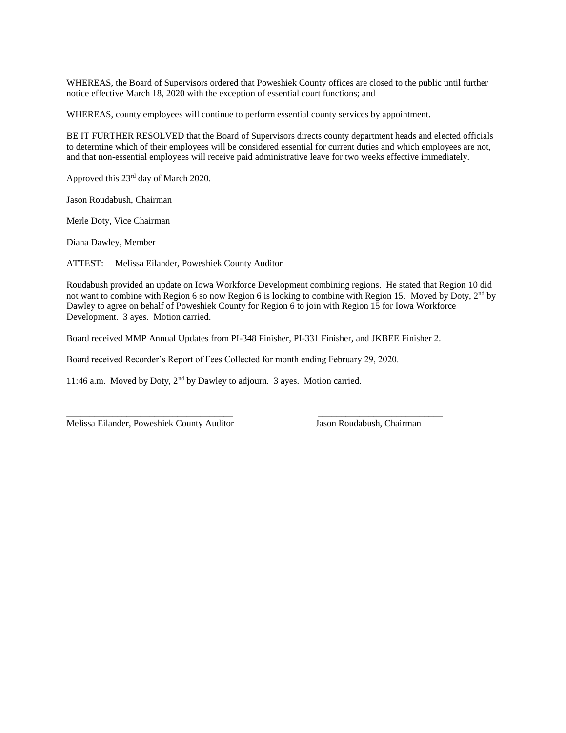WHEREAS, the Board of Supervisors ordered that Poweshiek County offices are closed to the public until further notice effective March 18, 2020 with the exception of essential court functions; and

WHEREAS, county employees will continue to perform essential county services by appointment.

BE IT FURTHER RESOLVED that the Board of Supervisors directs county department heads and elected officials to determine which of their employees will be considered essential for current duties and which employees are not, and that non-essential employees will receive paid administrative leave for two weeks effective immediately.

Approved this 23rd day of March 2020.

Jason Roudabush, Chairman

Merle Doty, Vice Chairman

Diana Dawley, Member

ATTEST: Melissa Eilander, Poweshiek County Auditor

Roudabush provided an update on Iowa Workforce Development combining regions. He stated that Region 10 did not want to combine with Region 6 so now Region 6 is looking to combine with Region 15. Moved by Doty, 2nd by Dawley to agree on behalf of Poweshiek County for Region 6 to join with Region 15 for Iowa Workforce Development. 3 ayes. Motion carried.

Board received MMP Annual Updates from PI-348 Finisher, PI-331 Finisher, and JKBEE Finisher 2.

Board received Recorder's Report of Fees Collected for month ending February 29, 2020.

11:46 a.m. Moved by Doty, 2nd by Dawley to adjourn. 3 ayes. Motion carried.

\_\_\_\_\_\_\_\_\_\_\_\_\_\_\_\_\_\_\_\_\_\_\_\_\_\_\_\_\_\_\_\_\_\_\_\_ \_\_\_\_\_\_\_\_\_\_\_\_\_\_\_\_\_\_\_\_\_\_\_\_\_\_\_

Melissa Eilander, Poweshiek County Auditor Jason Roudabush, Chairman